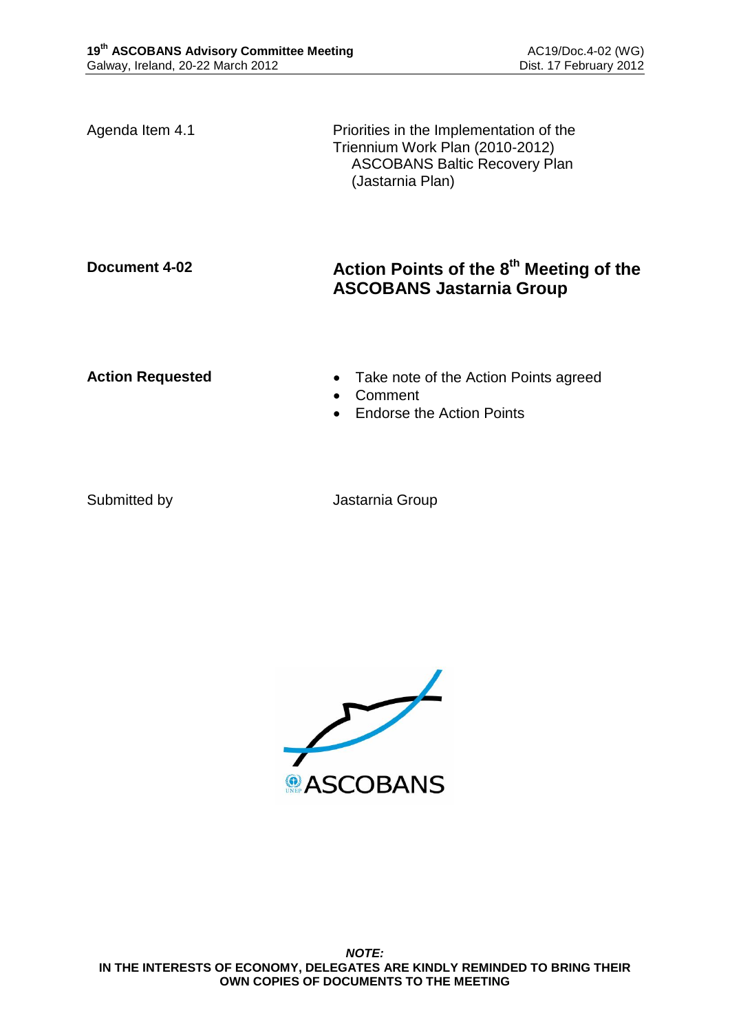Agenda Item 4.1

Priorities in the Implementation of the Triennium Work Plan (2010-2012)
ASCOBANS Baltic Recovery Plan (Jastarnia Plan)

**Document 4-02**

# Action Points of the 8th Meeting of the ASCOBANS Jastarnia Group

**Action Requested**

- Take note of the Action Points agreed
- Comment
- Endorse the Action Points

Submitted by

Jastarnia Group

***NOTE:***
**IN THE INTERESTS OF ECONOMY, DELEGATES ARE KINDLY REMINDED TO BRING THEIR OWN COPIES OF DOCUMENTS TO THE MEETING**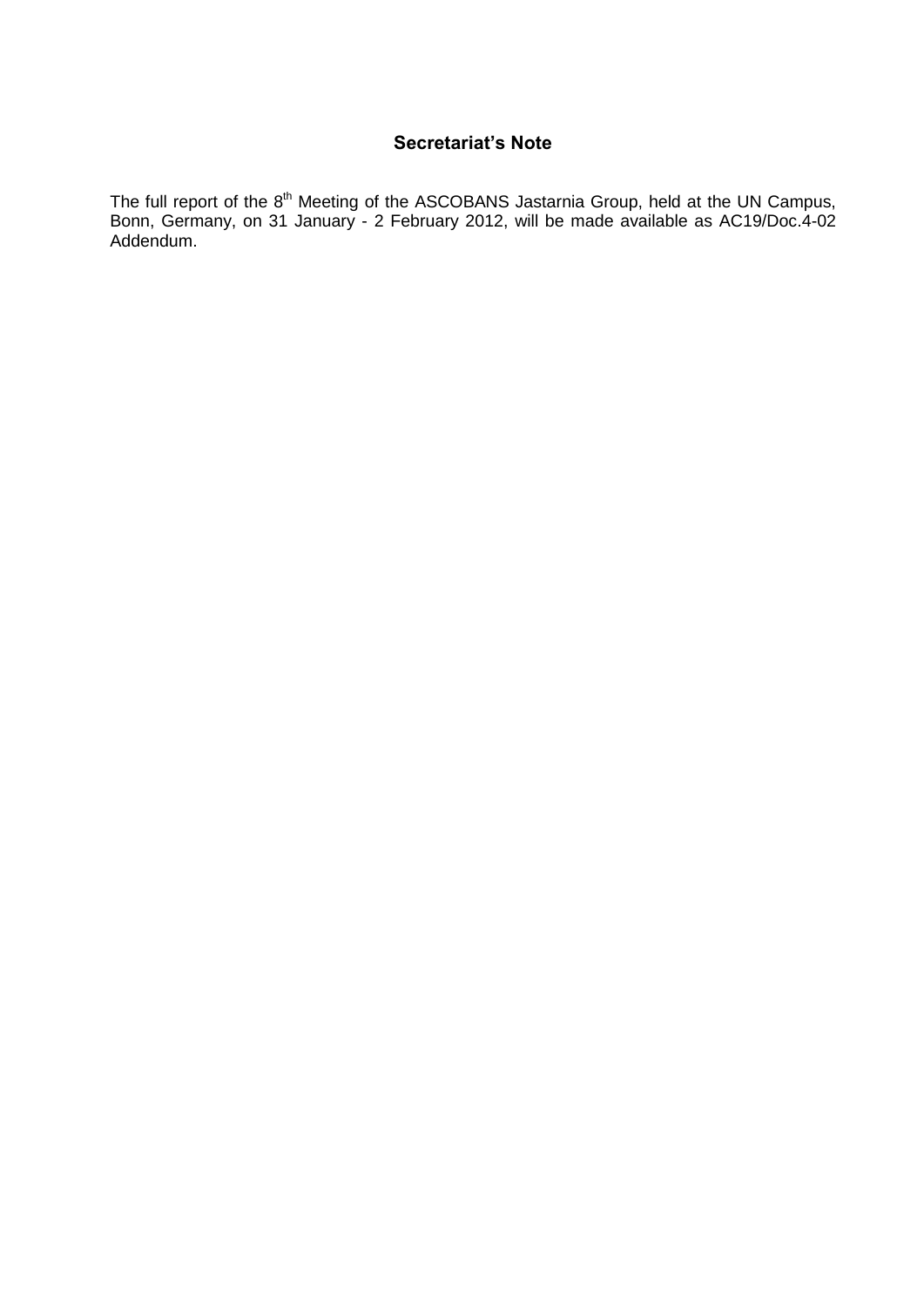## Secretariat's Note

The full report of the 8th Meeting of the ASCOBANS Jastarnia Group, held at the UN Campus, Bonn, Germany, on 31 January - 2 February 2012, will be made available as AC19/Doc.4-02 Addendum.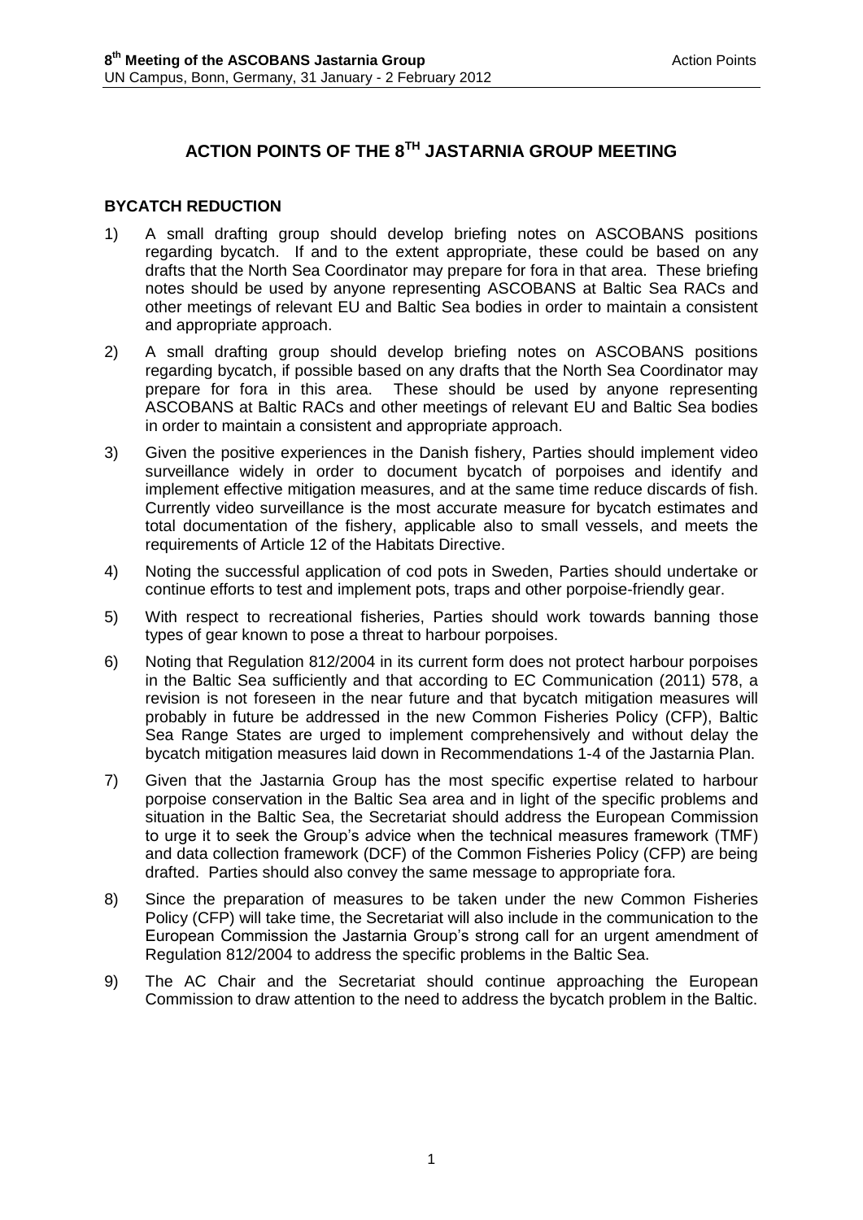# ACTION POINTS OF THE 8TH JASTARNIA GROUP MEETING

## BYCATCH REDUCTION

1) A small drafting group should develop briefing notes on ASCOBANS positions regarding bycatch. If and to the extent appropriate, these could be based on any drafts that the North Sea Coordinator may prepare for fora in that area. These briefing notes should be used by anyone representing ASCOBANS at Baltic Sea RACs and other meetings of relevant EU and Baltic Sea bodies in order to maintain a consistent and appropriate approach.

2) A small drafting group should develop briefing notes on ASCOBANS positions regarding bycatch, if possible based on any drafts that the North Sea Coordinator may prepare for fora in this area. These should be used by anyone representing ASCOBANS at Baltic RACs and other meetings of relevant EU and Baltic Sea bodies in order to maintain a consistent and appropriate approach.

3) Given the positive experiences in the Danish fishery, Parties should implement video surveillance widely in order to document bycatch of porpoises and identify and implement effective mitigation measures, and at the same time reduce discards of fish. Currently video surveillance is the most accurate measure for bycatch estimates and total documentation of the fishery, applicable also to small vessels, and meets the requirements of Article 12 of the Habitats Directive.

4) Noting the successful application of cod pots in Sweden, Parties should undertake or continue efforts to test and implement pots, traps and other porpoise-friendly gear.

5) With respect to recreational fisheries, Parties should work towards banning those types of gear known to pose a threat to harbour porpoises.

6) Noting that Regulation 812/2004 in its current form does not protect harbour porpoises in the Baltic Sea sufficiently and that according to EC Communication (2011) 578, a revision is not foreseen in the near future and that bycatch mitigation measures will probably in future be addressed in the new Common Fisheries Policy (CFP), Baltic Sea Range States are urged to implement comprehensively and without delay the bycatch mitigation measures laid down in Recommendations 1-4 of the Jastarnia Plan.

7) Given that the Jastarnia Group has the most specific expertise related to harbour porpoise conservation in the Baltic Sea area and in light of the specific problems and situation in the Baltic Sea, the Secretariat should address the European Commission to urge it to seek the Group's advice when the technical measures framework (TMF) and data collection framework (DCF) of the Common Fisheries Policy (CFP) are being drafted. Parties should also convey the same message to appropriate fora.

8) Since the preparation of measures to be taken under the new Common Fisheries Policy (CFP) will take time, the Secretariat will also include in the communication to the European Commission the Jastarnia Group's strong call for an urgent amendment of Regulation 812/2004 to address the specific problems in the Baltic Sea.

9) The AC Chair and the Secretariat should continue approaching the European Commission to draw attention to the need to address the bycatch problem in the Baltic.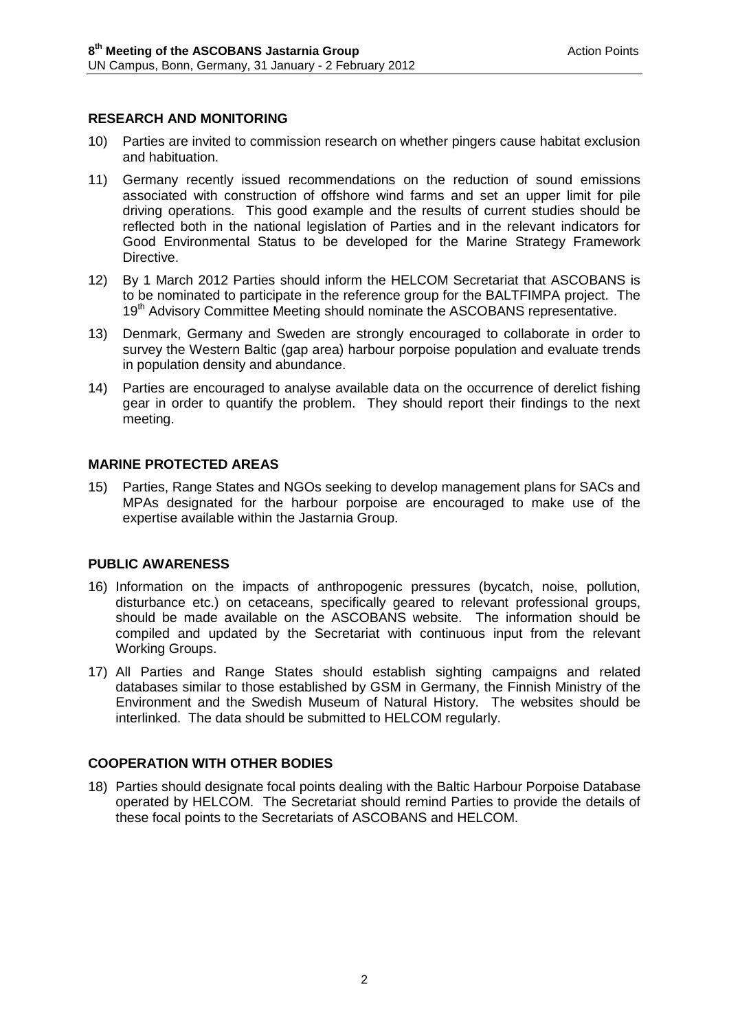## RESEARCH AND MONITORING

10) Parties are invited to commission research on whether pingers cause habitat exclusion and habituation.

11) Germany recently issued recommendations on the reduction of sound emissions associated with construction of offshore wind farms and set an upper limit for pile driving operations. This good example and the results of current studies should be reflected both in the national legislation of Parties and in the relevant indicators for Good Environmental Status to be developed for the Marine Strategy Framework Directive.

12) By 1 March 2012 Parties should inform the HELCOM Secretariat that ASCOBANS is to be nominated to participate in the reference group for the BALTFIMPA project. The 19th Advisory Committee Meeting should nominate the ASCOBANS representative.

13) Denmark, Germany and Sweden are strongly encouraged to collaborate in order to survey the Western Baltic (gap area) harbour porpoise population and evaluate trends in population density and abundance.

14) Parties are encouraged to analyse available data on the occurrence of derelict fishing gear in order to quantify the problem. They should report their findings to the next meeting.

## MARINE PROTECTED AREAS

15) Parties, Range States and NGOs seeking to develop management plans for SACs and MPAs designated for the harbour porpoise are encouraged to make use of the expertise available within the Jastarnia Group.

## PUBLIC AWARENESS

16) Information on the impacts of anthropogenic pressures (bycatch, noise, pollution, disturbance etc.) on cetaceans, specifically geared to relevant professional groups, should be made available on the ASCOBANS website. The information should be compiled and updated by the Secretariat with continuous input from the relevant Working Groups.

17) All Parties and Range States should establish sighting campaigns and related databases similar to those established by GSM in Germany, the Finnish Ministry of the Environment and the Swedish Museum of Natural History. The websites should be interlinked. The data should be submitted to HELCOM regularly.

## COOPERATION WITH OTHER BODIES

18) Parties should designate focal points dealing with the Baltic Harbour Porpoise Database operated by HELCOM. The Secretariat should remind Parties to provide the details of these focal points to the Secretariats of ASCOBANS and HELCOM.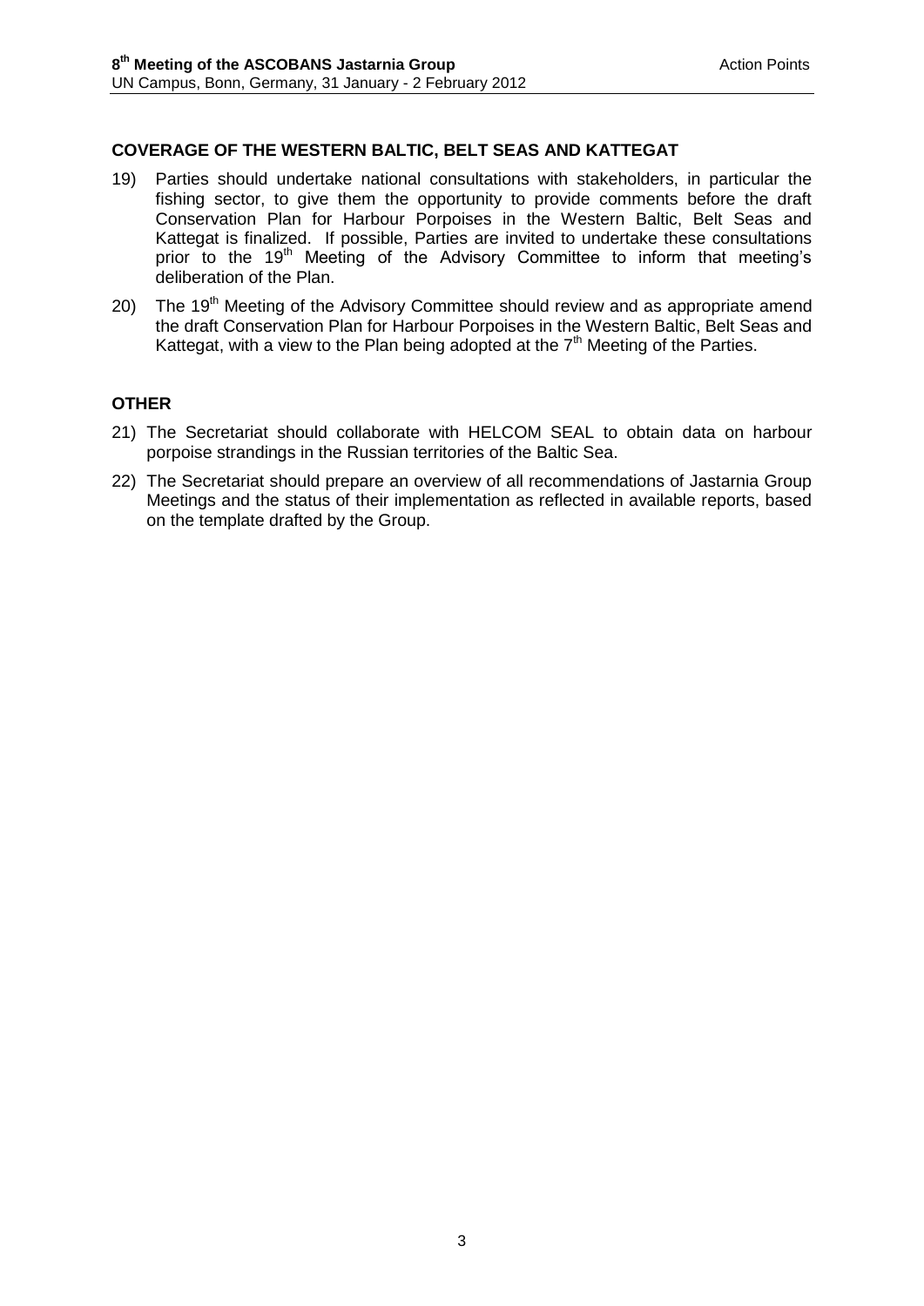## COVERAGE OF THE WESTERN BALTIC, BELT SEAS AND KATTEGAT

19) Parties should undertake national consultations with stakeholders, in particular the fishing sector, to give them the opportunity to provide comments before the draft Conservation Plan for Harbour Porpoises in the Western Baltic, Belt Seas and Kattegat is finalized. If possible, Parties are invited to undertake these consultations prior to the 19th Meeting of the Advisory Committee to inform that meeting's deliberation of the Plan.

20) The 19th Meeting of the Advisory Committee should review and as appropriate amend the draft Conservation Plan for Harbour Porpoises in the Western Baltic, Belt Seas and Kattegat, with a view to the Plan being adopted at the 7th Meeting of the Parties.

## OTHER

21) The Secretariat should collaborate with HELCOM SEAL to obtain data on harbour porpoise strandings in the Russian territories of the Baltic Sea.

22) The Secretariat should prepare an overview of all recommendations of Jastarnia Group Meetings and the status of their implementation as reflected in available reports, based on the template drafted by the Group.